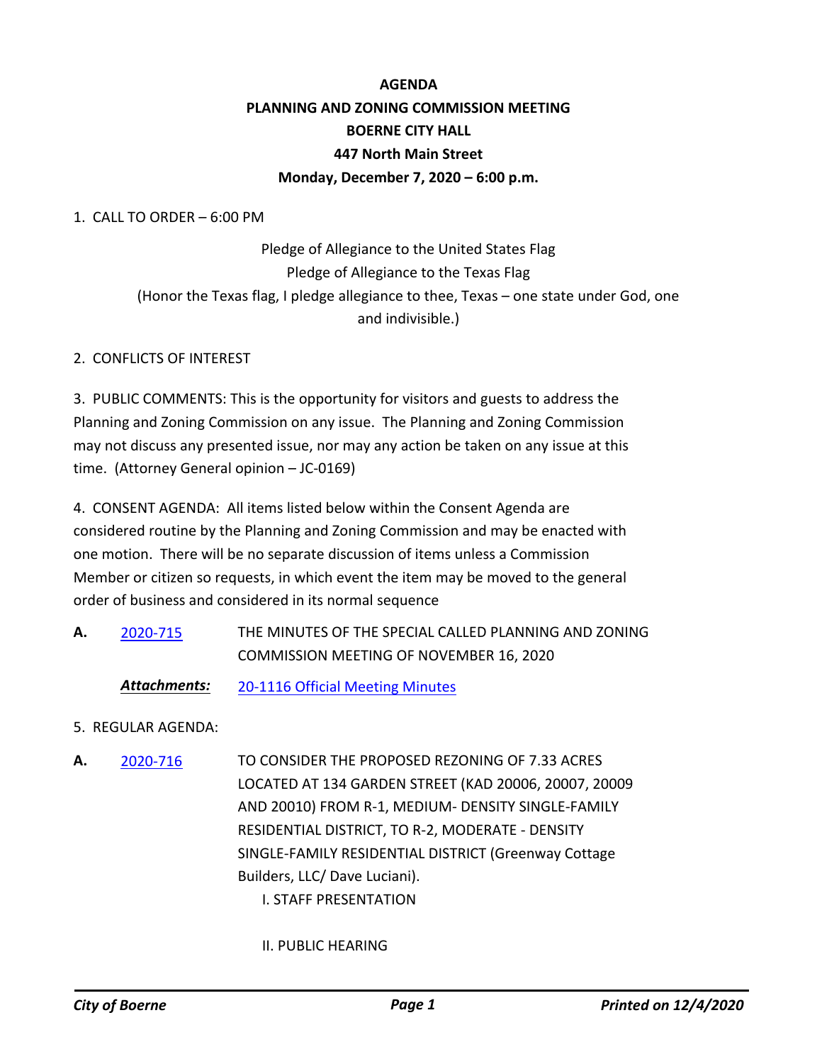# AGENDA

## PLANNING AND ZONING COMMISSION MEETING

## BOERNE CITY HALL

## 447 North Main Street

## Monday, December 7, 2020 – 6:00 p.m.

1. CALL TO ORDER – 6:00 PM

Pledge of Allegiance to the United States Flag

Pledge of Allegiance to the Texas Flag

(Honor the Texas flag, I pledge allegiance to thee, Texas – one state under God, one and indivisible.)

2. CONFLICTS OF INTEREST

3. PUBLIC COMMENTS: This is the opportunity for visitors and guests to address the Planning and Zoning Commission on any issue. The Planning and Zoning Commission may not discuss any presented issue, nor may any action be taken on any issue at this time. (Attorney General opinion – JC-0169)

4. CONSENT AGENDA: All items listed below within the Consent Agenda are considered routine by the Planning and Zoning Commission and may be enacted with one motion. There will be no separate discussion of items unless a Commission Member or citizen so requests, in which event the item may be moved to the general order of business and considered in its normal sequence

**A.** 2020-715 THE MINUTES OF THE SPECIAL CALLED PLANNING AND ZONING COMMISSION MEETING OF NOVEMBER 16, 2020

***Attachments:*** 20-1116 Official Meeting Minutes

5. REGULAR AGENDA:

**A.** 2020-716 TO CONSIDER THE PROPOSED REZONING OF 7.33 ACRES LOCATED AT 134 GARDEN STREET (KAD 20006, 20007, 20009 AND 20010) FROM R-1, MEDIUM- DENSITY SINGLE-FAMILY RESIDENTIAL DISTRICT, TO R-2, MODERATE - DENSITY SINGLE-FAMILY RESIDENTIAL DISTRICT (Greenway Cottage Builders, LLC/ Dave Luciani).

I. STAFF PRESENTATION

II. PUBLIC HEARING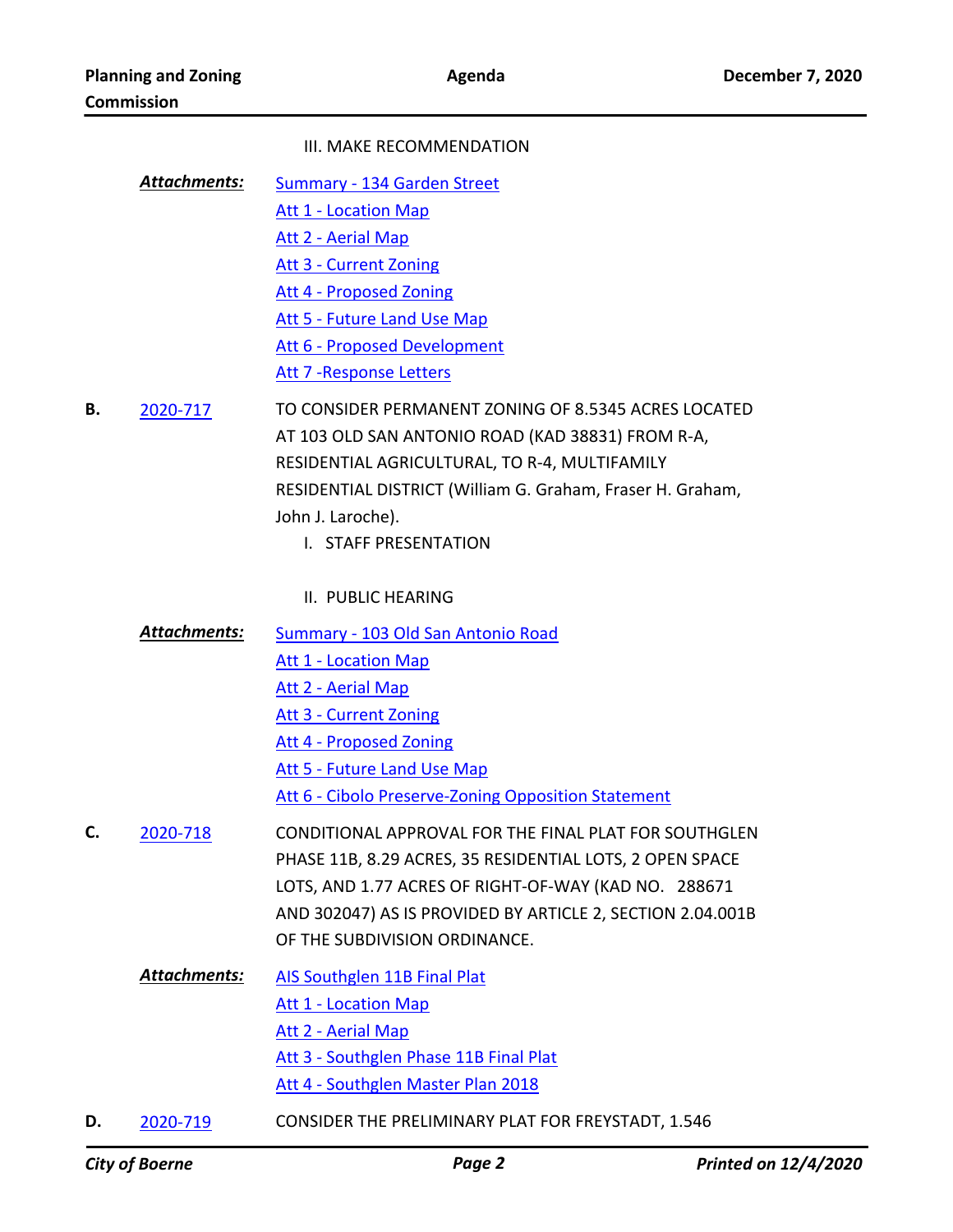III. MAKE RECOMMENDATION

***Attachments:*** Summary - 134 Garden Street
Att 1 - Location Map
Att 2 - Aerial Map
Att 3 - Current Zoning
Att 4 - Proposed Zoning
Att 5 - Future Land Use Map
Att 6 - Proposed Development
Att 7 -Response Letters

**B.** 2020-717 TO CONSIDER PERMANENT ZONING OF 8.5345 ACRES LOCATED AT 103 OLD SAN ANTONIO ROAD (KAD 38831) FROM R-A, RESIDENTIAL AGRICULTURAL, TO R-4, MULTIFAMILY RESIDENTIAL DISTRICT (William G. Graham, Fraser H. Graham, John J. Laroche).

I. STAFF PRESENTATION

II. PUBLIC HEARING

***Attachments:*** Summary - 103 Old San Antonio Road
Att 1 - Location Map
Att 2 - Aerial Map
Att 3 - Current Zoning
Att 4 - Proposed Zoning
Att 5 - Future Land Use Map
Att 6 - Cibolo Preserve-Zoning Opposition Statement

**C.** 2020-718 CONDITIONAL APPROVAL FOR THE FINAL PLAT FOR SOUTHGLEN PHASE 11B, 8.29 ACRES, 35 RESIDENTIAL LOTS, 2 OPEN SPACE LOTS, AND 1.77 ACRES OF RIGHT-OF-WAY (KAD NO. 288671 AND 302047) AS IS PROVIDED BY ARTICLE 2, SECTION 2.04.001B OF THE SUBDIVISION ORDINANCE.

***Attachments:*** AIS Southglen 11B Final Plat
Att 1 - Location Map
Att 2 - Aerial Map
Att 3 - Southglen Phase 11B Final Plat
Att 4 - Southglen Master Plan 2018

**D.** 2020-719 CONSIDER THE PRELIMINARY PLAT FOR FREYSTADT, 1.546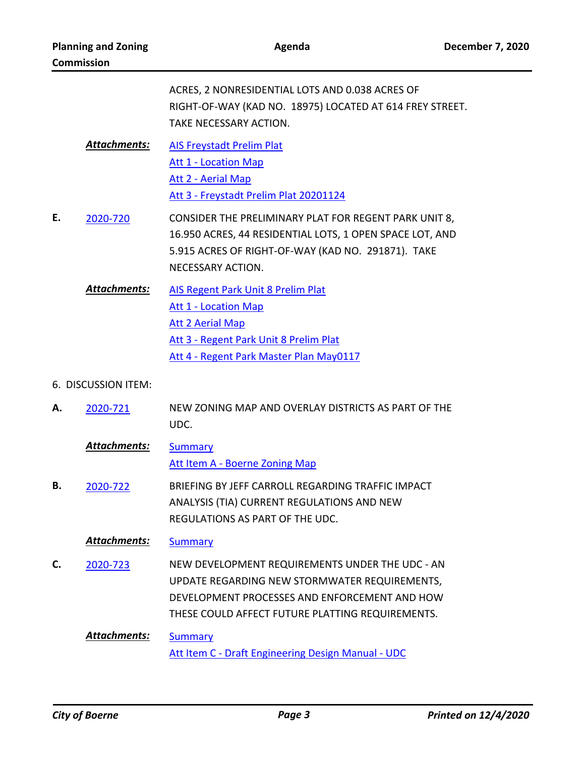ACRES, 2 NONRESIDENTIAL LOTS AND 0.038 ACRES OF RIGHT-OF-WAY (KAD NO. 18975) LOCATED AT 614 FREY STREET. TAKE NECESSARY ACTION.

***Attachments:*** AIS Freystadt Prelim Plat
Att 1 - Location Map
Att 2 - Aerial Map
Att 3 - Freystadt Prelim Plat 20201124

**E.** 2020-720 CONSIDER THE PRELIMINARY PLAT FOR REGENT PARK UNIT 8, 16.950 ACRES, 44 RESIDENTIAL LOTS, 1 OPEN SPACE LOT, AND 5.915 ACRES OF RIGHT-OF-WAY (KAD NO. 291871). TAKE NECESSARY ACTION.

***Attachments:*** AIS Regent Park Unit 8 Prelim Plat
Att 1 - Location Map
Att 2 Aerial Map
Att 3 - Regent Park Unit 8 Prelim Plat
Att 4 - Regent Park Master Plan May0117

6. DISCUSSION ITEM:

**A.** 2020-721 NEW ZONING MAP AND OVERLAY DISTRICTS AS PART OF THE UDC.

***Attachments:*** Summary
Att Item A - Boerne Zoning Map

**B.** 2020-722 BRIEFING BY JEFF CARROLL REGARDING TRAFFIC IMPACT ANALYSIS (TIA) CURRENT REGULATIONS AND NEW REGULATIONS AS PART OF THE UDC.

***Attachments:*** Summary

**C.** 2020-723 NEW DEVELOPMENT REQUIREMENTS UNDER THE UDC - AN UPDATE REGARDING NEW STORMWATER REQUIREMENTS, DEVELOPMENT PROCESSES AND ENFORCEMENT AND HOW THESE COULD AFFECT FUTURE PLATTING REQUIREMENTS.

***Attachments:*** Summary
Att Item C - Draft Engineering Design Manual - UDC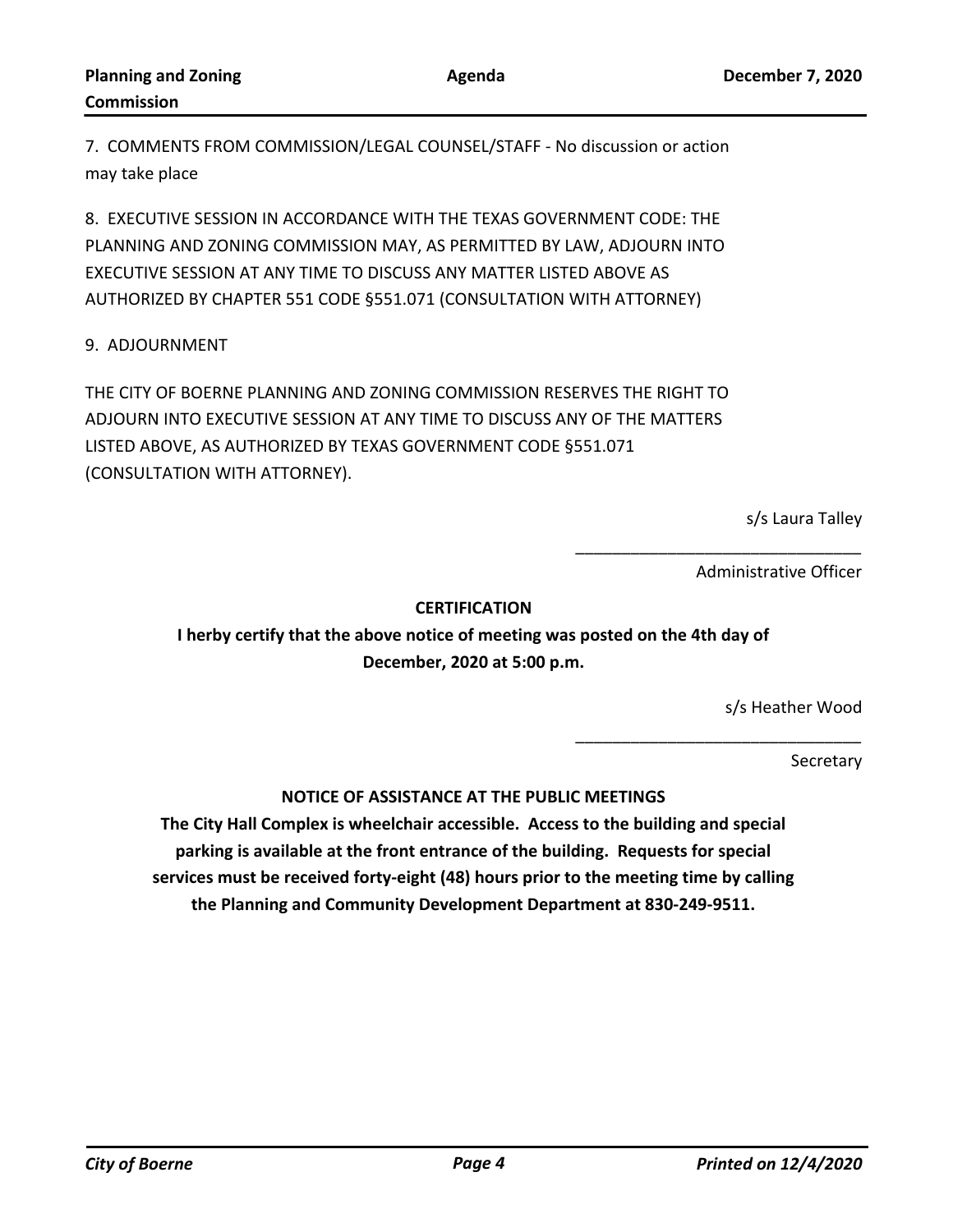7. COMMENTS FROM COMMISSION/LEGAL COUNSEL/STAFF - No discussion or action may take place

8. EXECUTIVE SESSION IN ACCORDANCE WITH THE TEXAS GOVERNMENT CODE: THE PLANNING AND ZONING COMMISSION MAY, AS PERMITTED BY LAW, ADJOURN INTO EXECUTIVE SESSION AT ANY TIME TO DISCUSS ANY MATTER LISTED ABOVE AS AUTHORIZED BY CHAPTER 551 CODE §551.071 (CONSULTATION WITH ATTORNEY)

9. ADJOURNMENT

THE CITY OF BOERNE PLANNING AND ZONING COMMISSION RESERVES THE RIGHT TO ADJOURN INTO EXECUTIVE SESSION AT ANY TIME TO DISCUSS ANY OF THE MATTERS LISTED ABOVE, AS AUTHORIZED BY TEXAS GOVERNMENT CODE §551.071 (CONSULTATION WITH ATTORNEY).

s/s Laura Talley

_______________________________

Administrative Officer

**CERTIFICATION**

**I herby certify that the above notice of meeting was posted on the 4th day of December, 2020 at 5:00 p.m.**

s/s Heather Wood

_______________________________

Secretary

**NOTICE OF ASSISTANCE AT THE PUBLIC MEETINGS**

**The City Hall Complex is wheelchair accessible. Access to the building and special parking is available at the front entrance of the building. Requests for special services must be received forty-eight (48) hours prior to the meeting time by calling the Planning and Community Development Department at 830-249-9511.**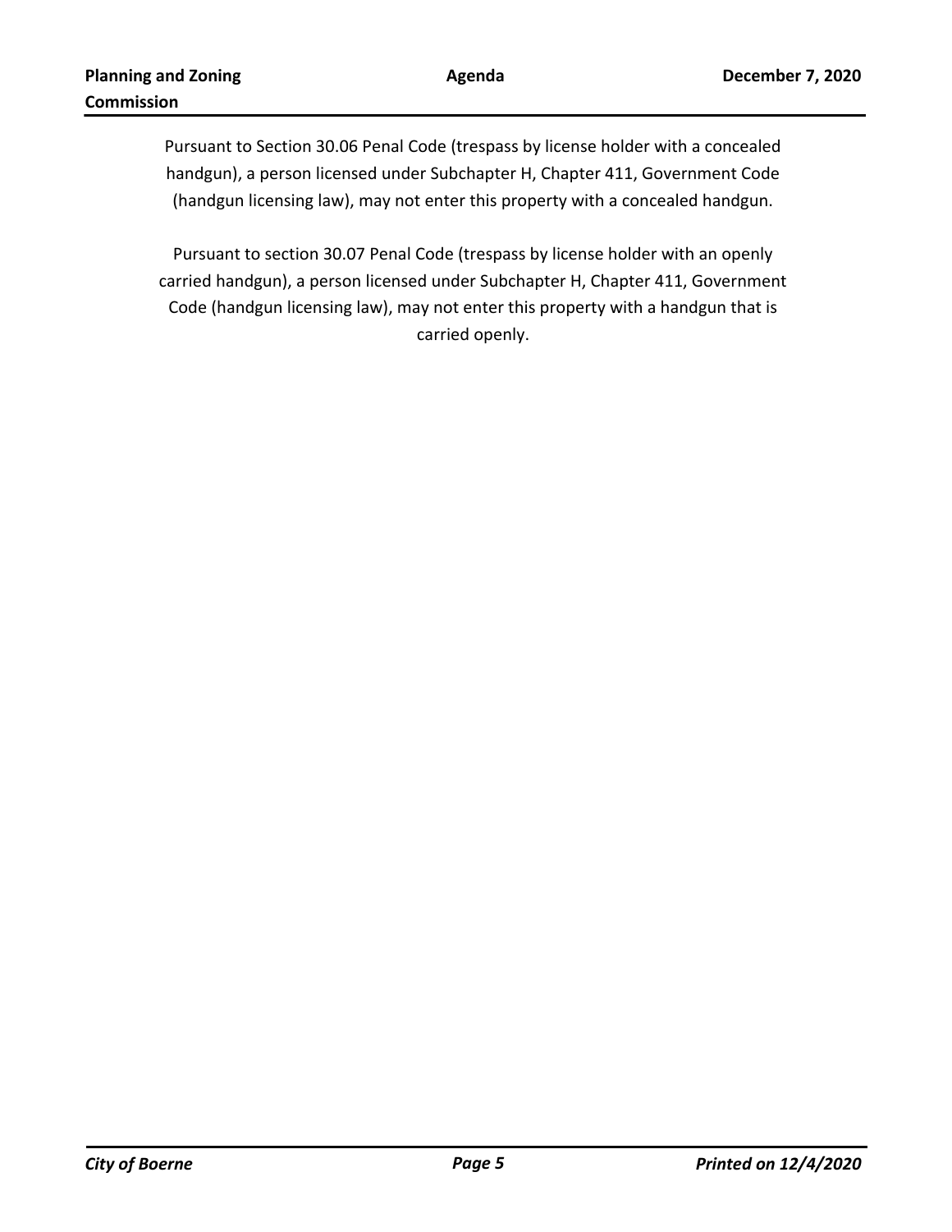Pursuant to Section 30.06 Penal Code (trespass by license holder with a concealed handgun), a person licensed under Subchapter H, Chapter 411, Government Code (handgun licensing law), may not enter this property with a concealed handgun.

Pursuant to section 30.07 Penal Code (trespass by license holder with an openly carried handgun), a person licensed under Subchapter H, Chapter 411, Government Code (handgun licensing law), may not enter this property with a handgun that is carried openly.